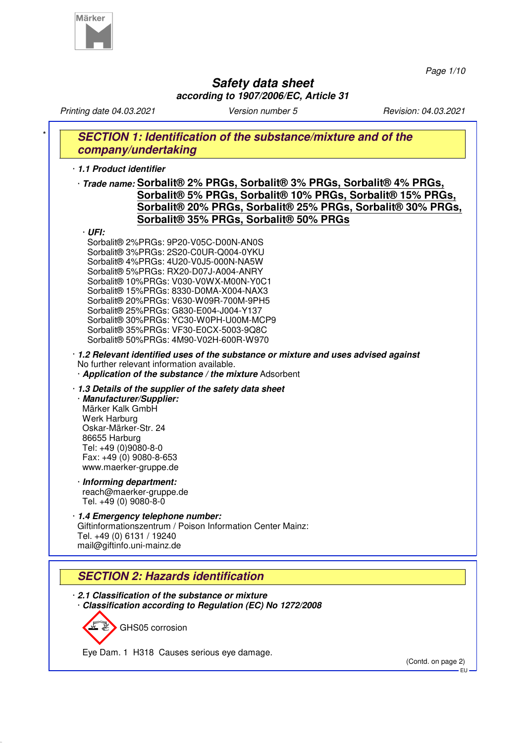# Safety data sheet

**according to 1907/2006/EC, Article 31**

*Printing date 04.03.2021* *Version number 5* *Revision: 04.03.2021*

## SECTION 1: Identification of the substance/mixture and of the company/undertaking

· **1.1 Product identifier**

· ***Trade name:*** **Sorbalit® 2% PRGs, Sorbalit® 3% PRGs, Sorbalit® 4% PRGs, Sorbalit® 5% PRGs, Sorbalit® 10% PRGs, Sorbalit® 15% PRGs, Sorbalit® 20% PRGs, Sorbalit® 25% PRGs, Sorbalit® 30% PRGs, Sorbalit® 35% PRGs, Sorbalit® 50% PRGs**

· ***UFI:***

Sorbalit® 2%PRGs: 9P20-V05C-D00N-AN0S
Sorbalit® 3%PRGs: 2S20-C0UR-Q004-0YKU
Sorbalit® 4%PRGs: 4U20-V0J5-000N-NA5W
Sorbalit® 5%PRGs: RX20-D07J-A004-ANRY
Sorbalit® 10%PRGs: V030-V0WX-M00N-Y0C1
Sorbalit® 15%PRGs: 8330-D0MA-X004-NAX3
Sorbalit® 20%PRGs: V630-W09R-700M-9PH5
Sorbalit® 25%PRGs: G830-E004-J004-Y137
Sorbalit® 30%PRGs: YC30-W0PH-U00M-MCP9
Sorbalit® 35%PRGs: VF30-E0CX-5003-9Q8C
Sorbalit® 50%PRGs: 4M90-V02H-600R-W970

· ***1.2 Relevant identified uses of the substance or mixture and uses advised against***
No further relevant information available.
· ***Application of the substance / the mixture*** Adsorbent

· ***1.3 Details of the supplier of the safety data sheet***
· ***Manufacturer/Supplier:***
Märker Kalk GmbH
Werk Harburg
Oskar-Märker-Str. 24
86655 Harburg
Tel: +49 (0)9080-8-0
Fax: +49 (0) 9080-8-653
www.maerker-gruppe.de

· ***Informing department:***
reach@maerker-gruppe.de
Tel. +49 (0) 9080-8-0

· ***1.4 Emergency telephone number:***
Giftinformationszentrum / Poison Information Center Mainz:
Tel. +49 (0) 6131 / 19240
mail@giftinfo.uni-mainz.de

## SECTION 2: Hazards identification

· ***2.1 Classification of the substance or mixture***
· ***Classification according to Regulation (EC) No 1272/2008***

GHS05 corrosion

Eye Dam. 1 H318 Causes serious eye damage.

(Contd. on page 2)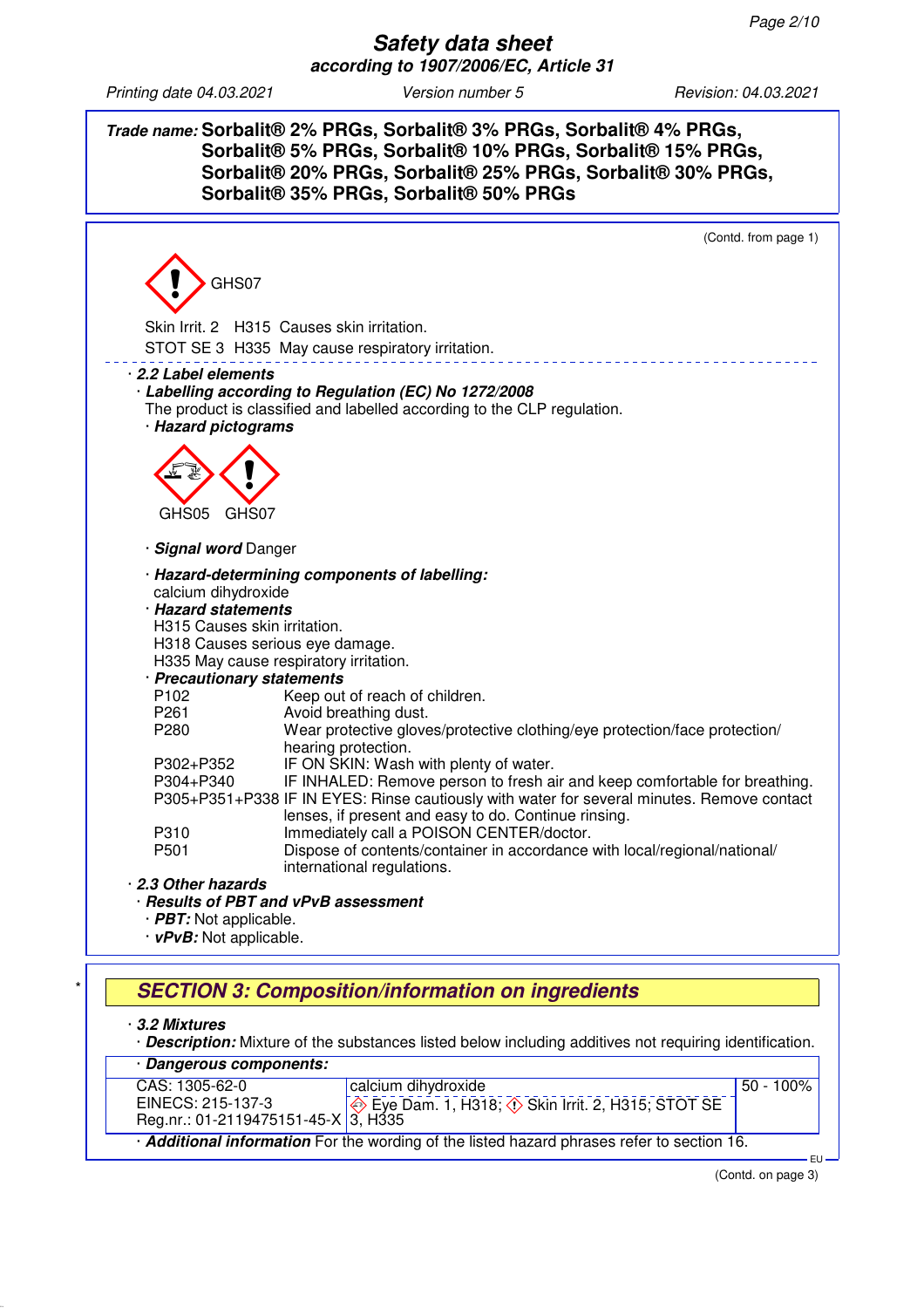**Trade name:** **Sorbalit® 2% PRGs, Sorbalit® 3% PRGs, Sorbalit® 4% PRGs, Sorbalit® 5% PRGs, Sorbalit® 10% PRGs, Sorbalit® 15% PRGs, Sorbalit® 20% PRGs, Sorbalit® 25% PRGs, Sorbalit® 30% PRGs, Sorbalit® 35% PRGs, Sorbalit® 50% PRGs**

(Contd. from page 1)

GHS07

Skin Irrit. 2  H315 Causes skin irritation.

STOT SE 3  H335 May cause respiratory irritation.

---

### · 2.2 Label elements

· ***Labelling according to Regulation (EC) No 1272/2008***

The product is classified and labelled according to the CLP regulation.

· ***Hazard pictograms***

GHS05 GHS07

· ***Signal word*** Danger

· ***Hazard-determining components of labelling:***

calcium dihydroxide

· ***Hazard statements***

H315 Causes skin irritation.
H318 Causes serious eye damage.
H335 May cause respiratory irritation.

· ***Precautionary statements***

| | |
|---|---|
| P102 | Keep out of reach of children. |
| P261 | Avoid breathing dust. |
| P280 | Wear protective gloves/protective clothing/eye protection/face protection/ hearing protection. |
| P302+P352 | IF ON SKIN: Wash with plenty of water. |
| P304+P340 | IF INHALED: Remove person to fresh air and keep comfortable for breathing. |
| P305+P351+P338 | IF IN EYES: Rinse cautiously with water for several minutes. Remove contact lenses, if present and easy to do. Continue rinsing. |
| P310 | Immediately call a POISON CENTER/doctor. |
| P501 | Dispose of contents/container in accordance with local/regional/national/ international regulations. |

### · 2.3 Other hazards

· ***Results of PBT and vPvB assessment***

· ***PBT:*** Not applicable.

· ***vPvB:*** Not applicable.

## SECTION 3: Composition/information on ingredients

### · 3.2 Mixtures

· ***Description:*** Mixture of the substances listed below including additives not requiring identification.

· ***Dangerous components:***

| | | |
|---|---|---|
| CAS: 1305-62-0<br>EINECS: 215-137-3<br>Reg.nr.: 01-2119475151-45-X | calcium dihydroxide<br>Eye Dam. 1, H318; Skin Irrit. 2, H315; STOT SE 3, H335 | 50 - 100% |

· ***Additional information*** For the wording of the listed hazard phrases refer to section 16.

(Contd. on page 3)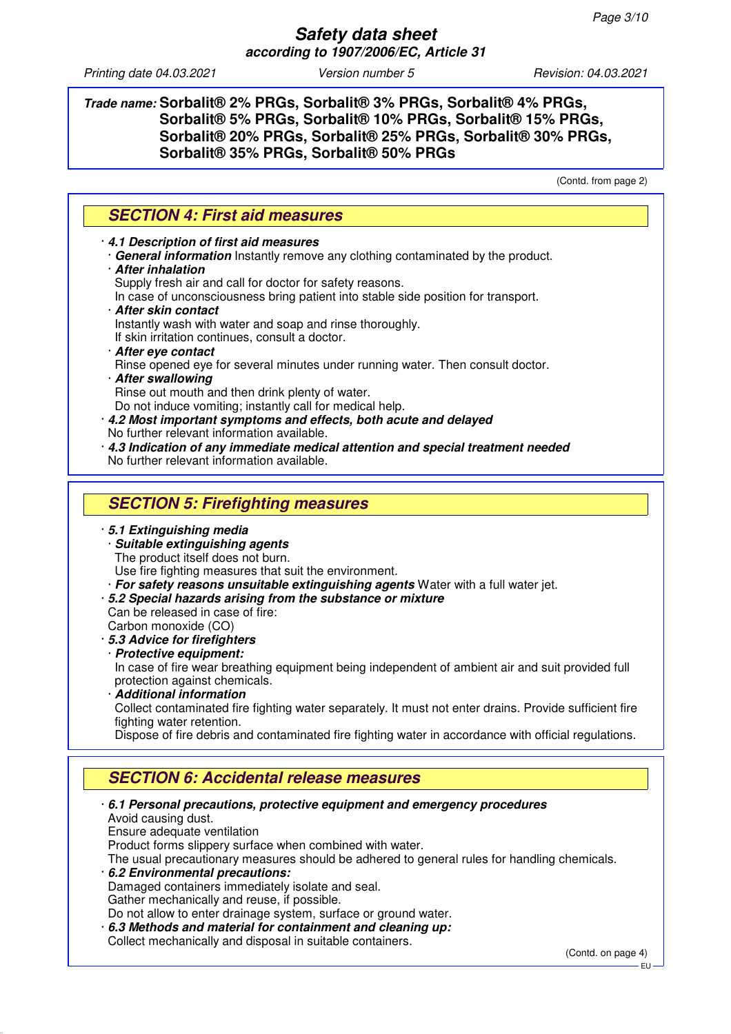**Trade name: Sorbalit® 2% PRGs, Sorbalit® 3% PRGs, Sorbalit® 4% PRGs, Sorbalit® 5% PRGs, Sorbalit® 10% PRGs, Sorbalit® 15% PRGs, Sorbalit® 20% PRGs, Sorbalit® 25% PRGs, Sorbalit® 30% PRGs, Sorbalit® 35% PRGs, Sorbalit® 50% PRGs**

(Contd. from page 2)

## SECTION 4: First aid measures

· ***4.1 Description of first aid measures***
· ***General information*** Instantly remove any clothing contaminated by the product.
· ***After inhalation***
Supply fresh air and call for doctor for safety reasons.
In case of unconsciousness bring patient into stable side position for transport.
· ***After skin contact***
Instantly wash with water and soap and rinse thoroughly.
If skin irritation continues, consult a doctor.
· ***After eye contact***
Rinse opened eye for several minutes under running water. Then consult doctor.
· ***After swallowing***
Rinse out mouth and then drink plenty of water.
Do not induce vomiting; instantly call for medical help.
· ***4.2 Most important symptoms and effects, both acute and delayed***
No further relevant information available.
· ***4.3 Indication of any immediate medical attention and special treatment needed***
No further relevant information available.

## SECTION 5: Firefighting measures

· ***5.1 Extinguishing media***
· ***Suitable extinguishing agents***
The product itself does not burn.
Use fire fighting measures that suit the environment.
· ***For safety reasons unsuitable extinguishing agents*** Water with a full water jet.
· ***5.2 Special hazards arising from the substance or mixture***
Can be released in case of fire:
Carbon monoxide (CO)
· ***5.3 Advice for firefighters***
· ***Protective equipment:***
In case of fire wear breathing equipment being independent of ambient air and suit provided full protection against chemicals.
· ***Additional information***
Collect contaminated fire fighting water separately. It must not enter drains. Provide sufficient fire fighting water retention.
Dispose of fire debris and contaminated fire fighting water in accordance with official regulations.

## SECTION 6: Accidental release measures

· ***6.1 Personal precautions, protective equipment and emergency procedures***
Avoid causing dust.
Ensure adequate ventilation
Product forms slippery surface when combined with water.
The usual precautionary measures should be adhered to general rules for handling chemicals.
· ***6.2 Environmental precautions:***
Damaged containers immediately isolate and seal.
Gather mechanically and reuse, if possible.
Do not allow to enter drainage system, surface or ground water.
· ***6.3 Methods and material for containment and cleaning up:***
Collect mechanically and disposal in suitable containers.

(Contd. on page 4)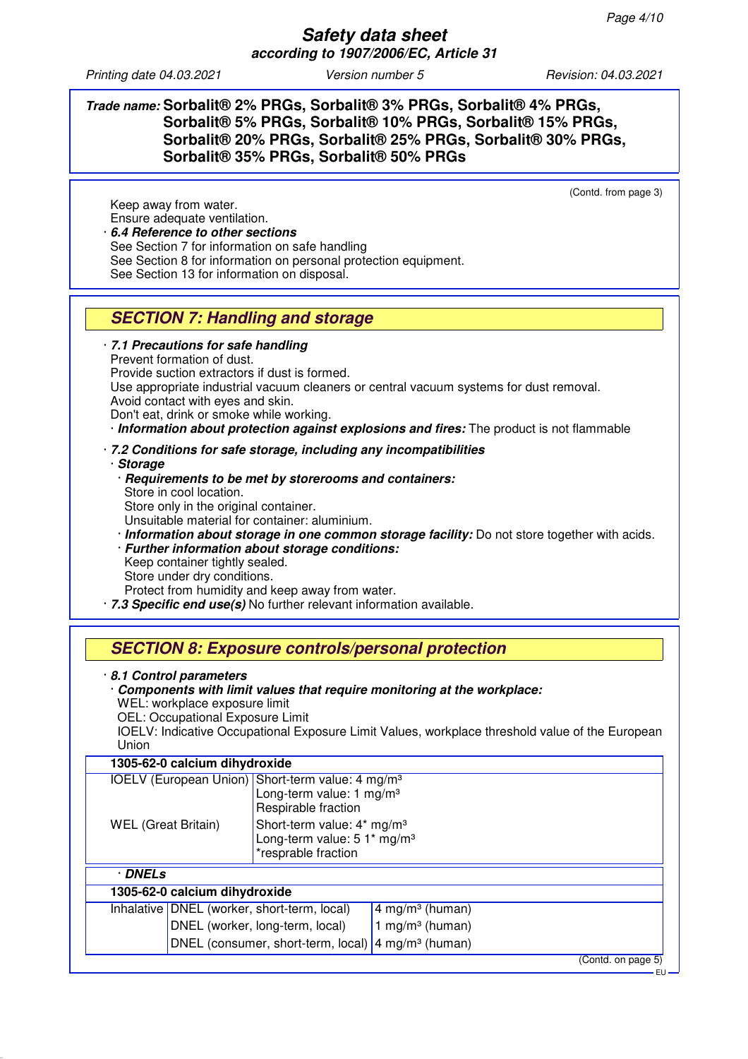**Trade name: Sorbalit® 2% PRGs, Sorbalit® 3% PRGs, Sorbalit® 4% PRGs, Sorbalit® 5% PRGs, Sorbalit® 10% PRGs, Sorbalit® 15% PRGs, Sorbalit® 20% PRGs, Sorbalit® 25% PRGs, Sorbalit® 30% PRGs, Sorbalit® 35% PRGs, Sorbalit® 50% PRGs**

(Contd. from page 3)

Keep away from water.
Ensure adequate ventilation.

· ***6.4 Reference to other sections***
See Section 7 for information on safe handling
See Section 8 for information on personal protection equipment.
See Section 13 for information on disposal.

## SECTION 7: Handling and storage

· ***7.1 Precautions for safe handling***
Prevent formation of dust.
Provide suction extractors if dust is formed.
Use appropriate industrial vacuum cleaners or central vacuum systems for dust removal.
Avoid contact with eyes and skin.
Don't eat, drink or smoke while working.

· ***Information about protection against explosions and fires:*** The product is not flammable

· ***7.2 Conditions for safe storage, including any incompatibilities***
· ***Storage***
· ***Requirements to be met by storerooms and containers:***
Store in cool location.
Store only in the original container.
Unsuitable material for container: aluminium.
· ***Information about storage in one common storage facility:*** Do not store together with acids.
· ***Further information about storage conditions:***
Keep container tightly sealed.
Store under dry conditions.
Protect from humidity and keep away from water.

· ***7.3 Specific end use(s)*** No further relevant information available.

## SECTION 8: Exposure controls/personal protection

· ***8.1 Control parameters***
· ***Components with limit values that require monitoring at the workplace:***
WEL: workplace exposure limit
OEL: Occupational Exposure Limit
IOELV: Indicative Occupational Exposure Limit Values, workplace threshold value of the European Union

| **1305-62-0 calcium dihydroxide** | |
|---|---|
| IOELV (European Union) | Short-term value: 4 mg/m³<br>Long-term value: 1 mg/m³<br>Respirable fraction |
| WEL (Great Britain) | Short-term value: 4* mg/m³<br>Long-term value: 5 1* mg/m³<br>*resprable fraction |

· ***DNELs***

| **1305-62-0 calcium dihydroxide** | | |
|---|---|---|
| Inhalative | DNEL (worker, short-term, local) | 4 mg/m³ (human) |
| | DNEL (worker, long-term, local) | 1 mg/m³ (human) |
| | DNEL (consumer, short-term, local) | 4 mg/m³ (human) |

(Contd. on page 5)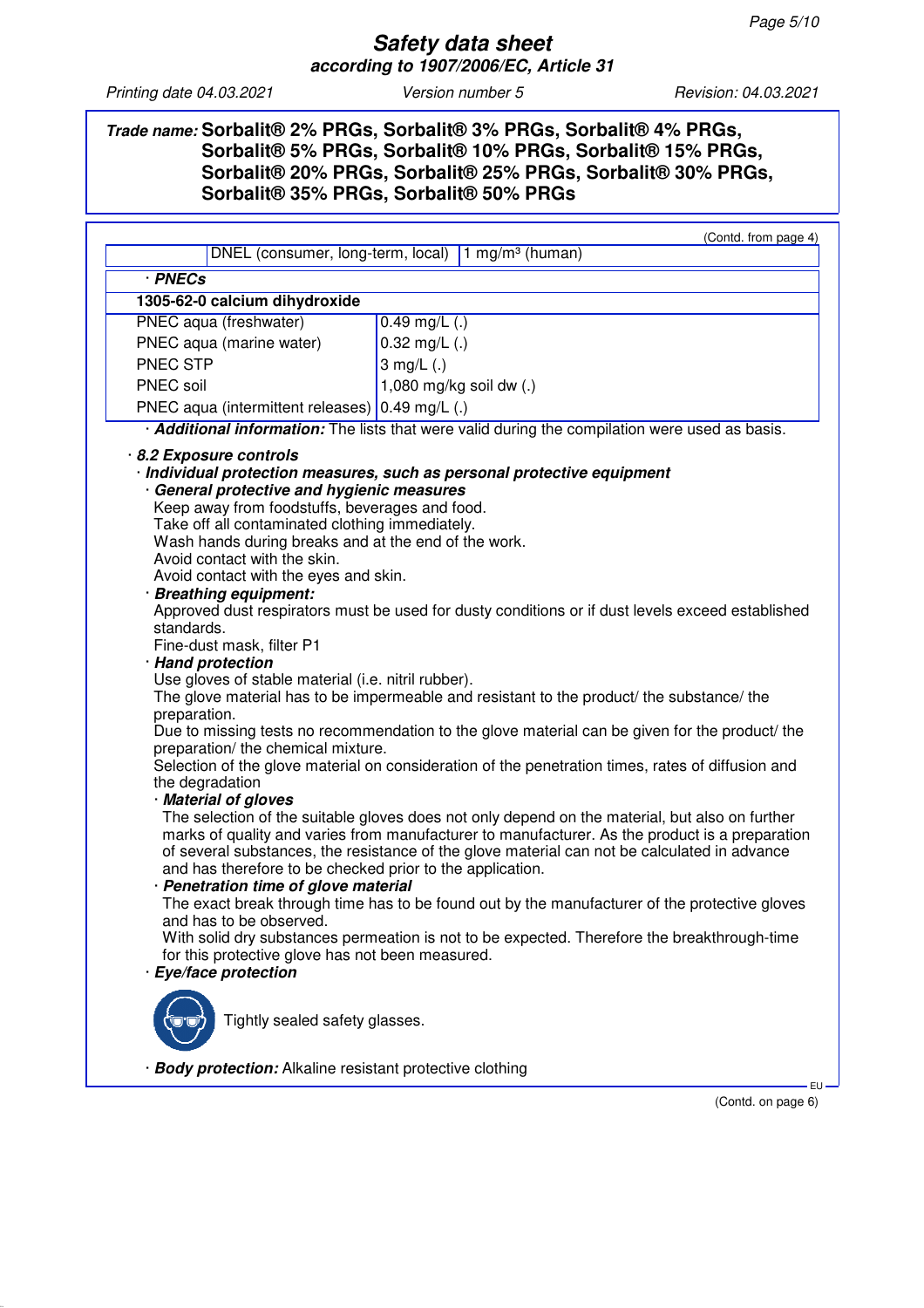**Trade name: Sorbalit® 2% PRGs, Sorbalit® 3% PRGs, Sorbalit® 4% PRGs, Sorbalit® 5% PRGs, Sorbalit® 10% PRGs, Sorbalit® 15% PRGs, Sorbalit® 20% PRGs, Sorbalit® 25% PRGs, Sorbalit® 30% PRGs, Sorbalit® 35% PRGs, Sorbalit® 50% PRGs**

(Contd. from page 4)

| | | |
|---|---|---|
| | DNEL (consumer, long-term, local) | 1 mg/m³ (human) |

· **PNECs**

| **1305-62-0 calcium dihydroxide** | |
|---|---|
| PNEC aqua (freshwater) | 0.49 mg/L (.) |
| PNEC aqua (marine water) | 0.32 mg/L (.) |
| PNEC STP | 3 mg/L (.) |
| PNEC soil | 1,080 mg/kg soil dw (.) |
| PNEC aqua (intermittent releases) | 0.49 mg/L (.) |

· ***Additional information:*** The lists that were valid during the compilation were used as basis.

· ***8.2 Exposure controls***

· ***Individual protection measures, such as personal protective equipment***

· ***General protective and hygienic measures***

Keep away from foodstuffs, beverages and food.
Take off all contaminated clothing immediately.
Wash hands during breaks and at the end of the work.
Avoid contact with the skin.
Avoid contact with the eyes and skin.

· ***Breathing equipment:***

Approved dust respirators must be used for dusty conditions or if dust levels exceed established standards.
Fine-dust mask, filter P1

· ***Hand protection***

Use gloves of stable material (i.e. nitril rubber).
The glove material has to be impermeable and resistant to the product/ the substance/ the preparation.
Due to missing tests no recommendation to the glove material can be given for the product/ the preparation/ the chemical mixture.
Selection of the glove material on consideration of the penetration times, rates of diffusion and the degradation

· ***Material of gloves***

The selection of the suitable gloves does not only depend on the material, but also on further marks of quality and varies from manufacturer to manufacturer. As the product is a preparation of several substances, the resistance of the glove material can not be calculated in advance and has therefore to be checked prior to the application.

· ***Penetration time of glove material***

The exact break through time has to be found out by the manufacturer of the protective gloves and has to be observed.
With solid dry substances permeation is not to be expected. Therefore the breakthrough-time for this protective glove has not been measured.

· ***Eye/face protection***

Tightly sealed safety glasses.

· ***Body protection:*** Alkaline resistant protective clothing

(Contd. on page 6)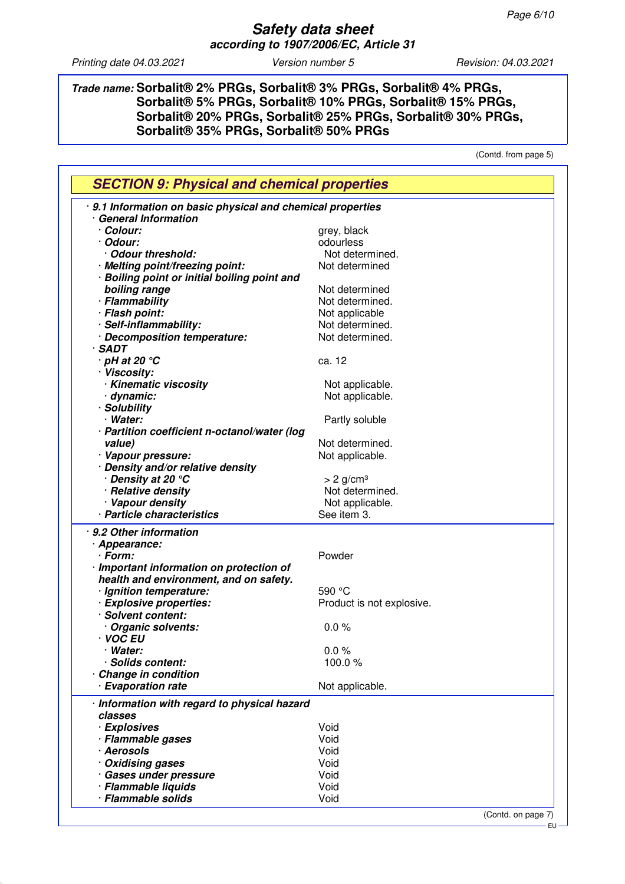**Safety data sheet**
**according to 1907/2006/EC, Article 31**

Printing date 04.03.2021 | Version number 5 | Revision: 04.03.2021

**Trade name: Sorbalit® 2% PRGs, Sorbalit® 3% PRGs, Sorbalit® 4% PRGs, Sorbalit® 5% PRGs, Sorbalit® 10% PRGs, Sorbalit® 15% PRGs, Sorbalit® 20% PRGs, Sorbalit® 25% PRGs, Sorbalit® 30% PRGs, Sorbalit® 35% PRGs, Sorbalit® 50% PRGs**

(Contd. from page 5)

## SECTION 9: Physical and chemical properties

**· 9.1 Information on basic physical and chemical properties**

| | |
|---|---|
| **· General Information** | |
| **· Colour:** | grey, black |
| **· Odour:** | odourless |
| **· Odour threshold:** | Not determined. |
| **· Melting point/freezing point:** | Not determined |
| **· Boiling point or initial boiling point and boiling range** | Not determined |
| **· Flammability** | Not determined. |
| **· Flash point:** | Not applicable |
| **· Self-inflammability:** | Not determined. |
| **· Decomposition temperature:** | Not determined. |
| **· SADT** | |
| **· pH at 20 °C** | ca. 12 |
| **· Viscosity:** | |
| **· Kinematic viscosity** | Not applicable. |
| **· dynamic:** | Not applicable. |
| **· Solubility** | |
| **· Water:** | Partly soluble |
| **· Partition coefficient n-octanol/water (log value)** | Not determined. |
| **· Vapour pressure:** | Not applicable. |
| **· Density and/or relative density** | |
| **· Density at 20 °C** | > 2 g/cm³ |
| **· Relative density** | Not determined. |
| **· Vapour density** | Not applicable. |
| **· Particle characteristics** | See item 3. |

**· 9.2 Other information**

| | |
|---|---|
| **· Appearance:** | |
| **· Form:** | Powder |
| **· Important information on protection of health and environment, and on safety.** | |
| **· Ignition temperature:** | 590 °C |
| **· Explosive properties:** | Product is not explosive. |
| **· Solvent content:** | |
| **· Organic solvents:** | 0.0 % |
| **· VOC EU** | |
| **· Water:** | 0.0 % |
| **· Solids content:** | 100.0 % |
| **· Change in condition** | |
| **· Evaporation rate** | Not applicable. |

| | |
|---|---|
| **· Information with regard to physical hazard classes** | |
| **· Explosives** | Void |
| **· Flammable gases** | Void |
| **· Aerosols** | Void |
| **· Oxidising gases** | Void |
| **· Gases under pressure** | Void |
| **· Flammable liquids** | Void |
| **· Flammable solids** | Void |

(Contd. on page 7)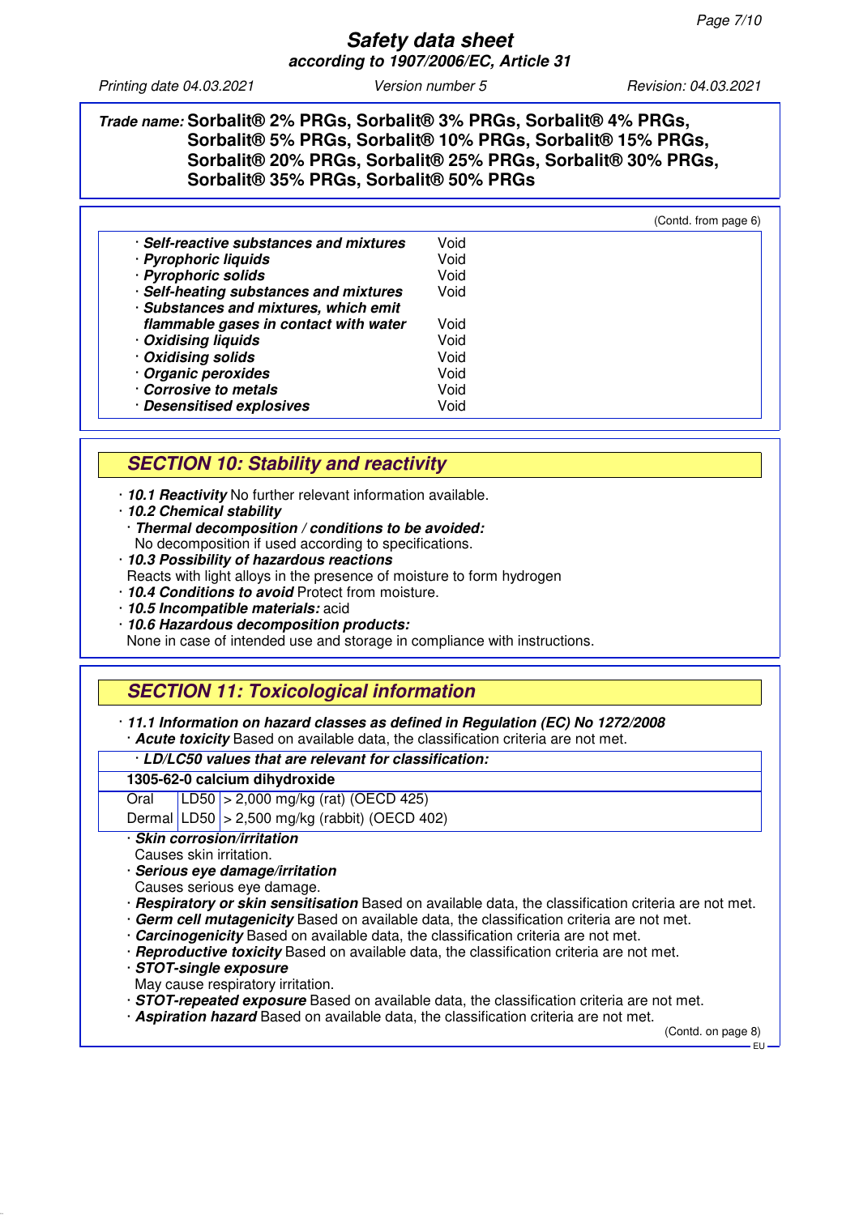**Trade name: Sorbalit® 2% PRGs, Sorbalit® 3% PRGs, Sorbalit® 4% PRGs, Sorbalit® 5% PRGs, Sorbalit® 10% PRGs, Sorbalit® 15% PRGs, Sorbalit® 20% PRGs, Sorbalit® 25% PRGs, Sorbalit® 30% PRGs, Sorbalit® 35% PRGs, Sorbalit® 50% PRGs**

(Contd. from page 6)

| | |
|---|---|
| · ***Self-reactive substances and mixtures*** | Void |
| · ***Pyrophoric liquids*** | Void |
| · ***Pyrophoric solids*** | Void |
| · ***Self-heating substances and mixtures*** | Void |
| · ***Substances and mixtures, which emit flammable gases in contact with water*** | Void |
| · ***Oxidising liquids*** | Void |
| · ***Oxidising solids*** | Void |
| · ***Organic peroxides*** | Void |
| · ***Corrosive to metals*** | Void |
| · ***Desensitised explosives*** | Void |

## SECTION 10: Stability and reactivity

· ***10.1 Reactivity*** No further relevant information available.
· ***10.2 Chemical stability***
· ***Thermal decomposition / conditions to be avoided:***
No decomposition if used according to specifications.
· ***10.3 Possibility of hazardous reactions***
Reacts with light alloys in the presence of moisture to form hydrogen
· ***10.4 Conditions to avoid*** Protect from moisture.
· ***10.5 Incompatible materials:*** acid
· ***10.6 Hazardous decomposition products:***
None in case of intended use and storage in compliance with instructions.

## SECTION 11: Toxicological information

· ***11.1 Information on hazard classes as defined in Regulation (EC) No 1272/2008***
· ***Acute toxicity*** Based on available data, the classification criteria are not met.

| · ***LD/LC50 values that are relevant for classification:*** | | |
|---|---|---|
| **1305-62-0 calcium dihydroxide** | | |
| Oral | LD50 | > 2,000 mg/kg (rat) (OECD 425) |
| Dermal | LD50 | > 2,500 mg/kg (rabbit) (OECD 402) |

· ***Skin corrosion/irritation***
Causes skin irritation.
· ***Serious eye damage/irritation***
Causes serious eye damage.
· ***Respiratory or skin sensitisation*** Based on available data, the classification criteria are not met.
· ***Germ cell mutagenicity*** Based on available data, the classification criteria are not met.
· ***Carcinogenicity*** Based on available data, the classification criteria are not met.
· ***Reproductive toxicity*** Based on available data, the classification criteria are not met.
· ***STOT-single exposure***
May cause respiratory irritation.
· ***STOT-repeated exposure*** Based on available data, the classification criteria are not met.
· ***Aspiration hazard*** Based on available data, the classification criteria are not met.

(Contd. on page 8)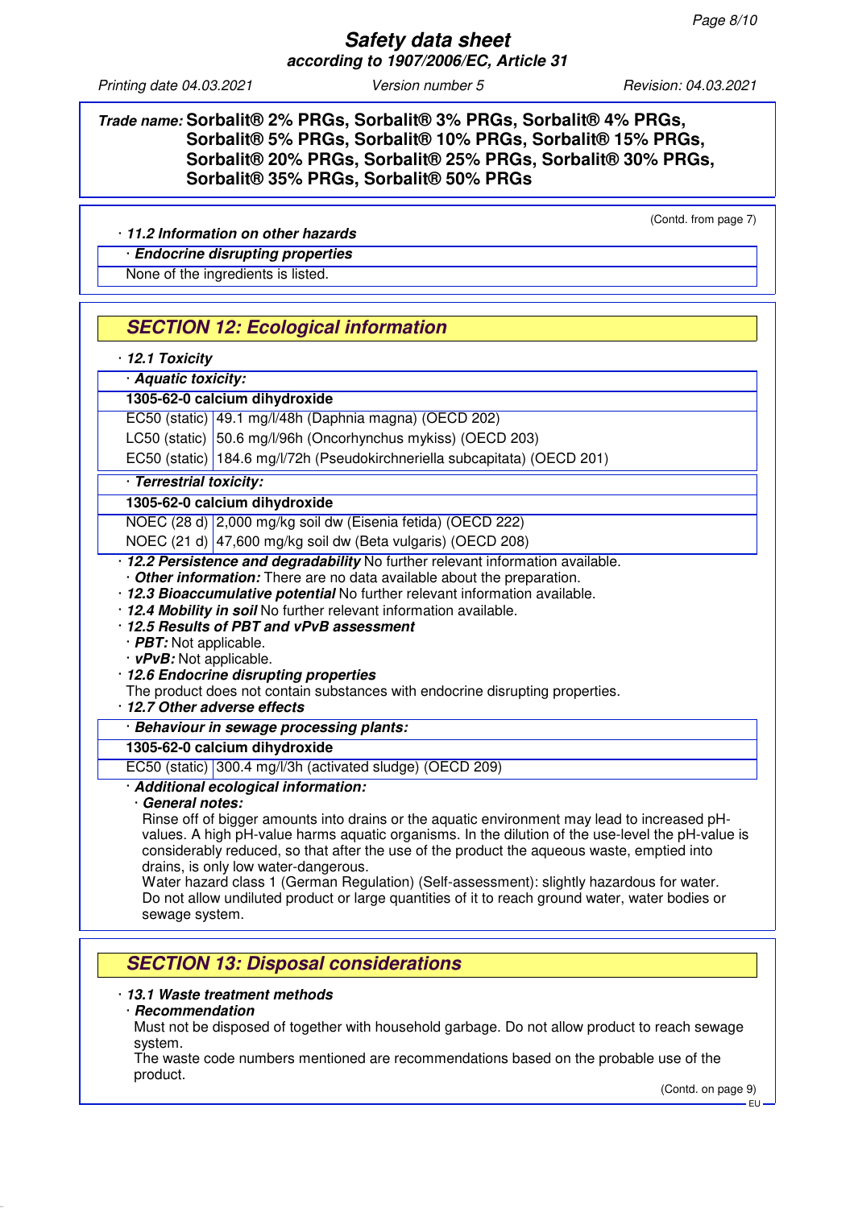**Trade name: Sorbalit® 2% PRGs, Sorbalit® 3% PRGs, Sorbalit® 4% PRGs, Sorbalit® 5% PRGs, Sorbalit® 10% PRGs, Sorbalit® 15% PRGs, Sorbalit® 20% PRGs, Sorbalit® 25% PRGs, Sorbalit® 30% PRGs, Sorbalit® 35% PRGs, Sorbalit® 50% PRGs**

(Contd. from page 7)

· ***11.2 Information on other hazards***

· ***Endocrine disrupting properties***

None of the ingredients is listed.

## SECTION 12: Ecological information

· ***12.1 Toxicity***

· ***Aquatic toxicity:***

| **1305-62-0 calcium dihydroxide** | |
|---|---|
| EC50 (static) | 49.1 mg/l/48h (Daphnia magna) (OECD 202) |
| LC50 (static) | 50.6 mg/l/96h (Oncorhynchus mykiss) (OECD 203) |
| EC50 (static) | 184.6 mg/l/72h (Pseudokirchneriella subcapitata) (OECD 201) |

· ***Terrestrial toxicity:***

| **1305-62-0 calcium dihydroxide** | |
|---|---|
| NOEC (28 d) | 2,000 mg/kg soil dw (Eisenia fetida) (OECD 222) |
| NOEC (21 d) | 47,600 mg/kg soil dw (Beta vulgaris) (OECD 208) |

· ***12.2 Persistence and degradability*** No further relevant information available.

· ***Other information:*** There are no data available about the preparation.

· ***12.3 Bioaccumulative potential*** No further relevant information available.

· ***12.4 Mobility in soil*** No further relevant information available.

· ***12.5 Results of PBT and vPvB assessment***

· ***PBT:*** Not applicable.

· ***vPvB:*** Not applicable.

· ***12.6 Endocrine disrupting properties***

The product does not contain substances with endocrine disrupting properties.

· ***12.7 Other adverse effects***

· ***Behaviour in sewage processing plants:***

| **1305-62-0 calcium dihydroxide** | |
|---|---|
| EC50 (static) | 300.4 mg/l/3h (activated sludge) (OECD 209) |

· ***Additional ecological information:***

· ***General notes:***

Rinse off of bigger amounts into drains or the aquatic environment may lead to increased pH-values. A high pH-value harms aquatic organisms. In the dilution of the use-level the pH-value is considerably reduced, so that after the use of the product the aqueous waste, emptied into drains, is only low water-dangerous.

Water hazard class 1 (German Regulation) (Self-assessment): slightly hazardous for water.

Do not allow undiluted product or large quantities of it to reach ground water, water bodies or sewage system.

## SECTION 13: Disposal considerations

· ***13.1 Waste treatment methods***

· ***Recommendation***

Must not be disposed of together with household garbage. Do not allow product to reach sewage system.

The waste code numbers mentioned are recommendations based on the probable use of the product.

(Contd. on page 9)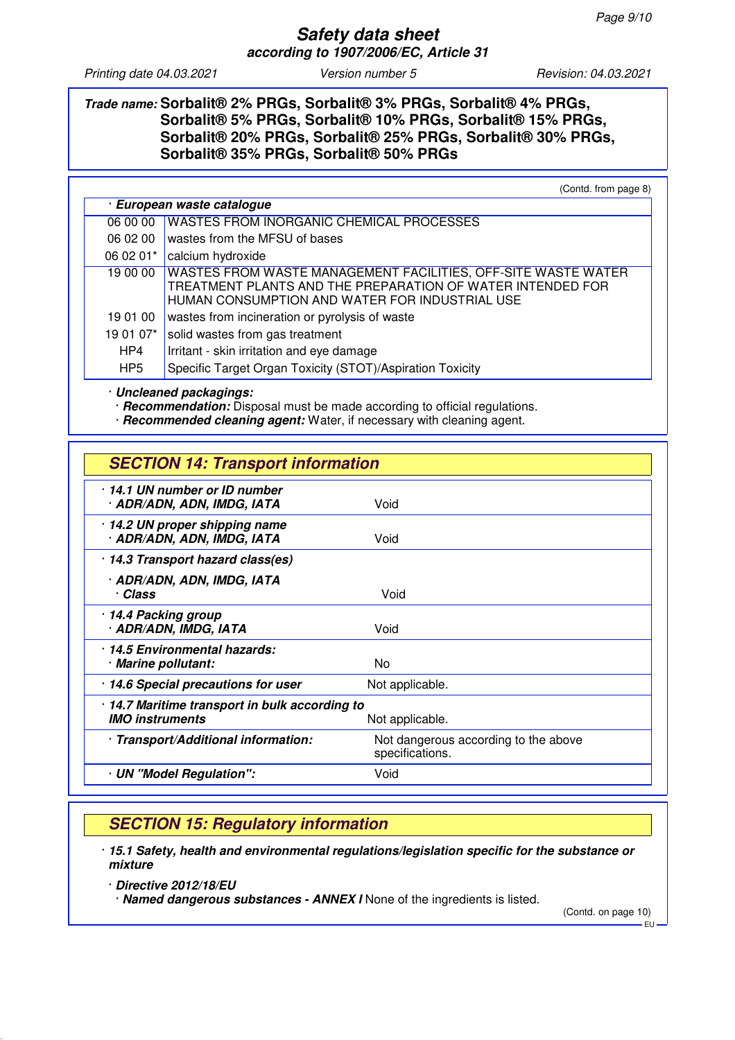**Trade name:** **Sorbalit® 2% PRGs, Sorbalit® 3% PRGs, Sorbalit® 4% PRGs, Sorbalit® 5% PRGs, Sorbalit® 10% PRGs, Sorbalit® 15% PRGs, Sorbalit® 20% PRGs, Sorbalit® 25% PRGs, Sorbalit® 30% PRGs, Sorbalit® 35% PRGs, Sorbalit® 50% PRGs**

(Contd. from page 8)

| · *European waste catalogue* | |
|---|---|
| 06 00 00 | WASTES FROM INORGANIC CHEMICAL PROCESSES |
| 06 02 00 | wastes from the MFSU of bases |
| 06 02 01* | calcium hydroxide |
| 19 00 00 | WASTES FROM WASTE MANAGEMENT FACILITIES, OFF-SITE WASTE WATER TREATMENT PLANTS AND THE PREPARATION OF WATER INTENDED FOR HUMAN CONSUMPTION AND WATER FOR INDUSTRIAL USE |
| 19 01 00 | wastes from incineration or pyrolysis of waste |
| 19 01 07* | solid wastes from gas treatment |
| HP4 | Irritant - skin irritation and eye damage |
| HP5 | Specific Target Organ Toxicity (STOT)/Aspiration Toxicity |

· ***Uncleaned packagings:***
· ***Recommendation:*** Disposal must be made according to official regulations.
· ***Recommended cleaning agent:*** Water, if necessary with cleaning agent.

## *SECTION 14: Transport information*

| | |
|---|---|
| · ***14.1 UN number or ID number*** · ***ADR/ADN, ADN, IMDG, IATA*** | Void |
| · ***14.2 UN proper shipping name*** · ***ADR/ADN, ADN, IMDG, IATA*** | Void |
| · ***14.3 Transport hazard class(es)*** · ***ADR/ADN, ADN, IMDG, IATA*** · ***Class*** | Void |
| · ***14.4 Packing group*** · ***ADR/ADN, IMDG, IATA*** | Void |
| · ***14.5 Environmental hazards:*** · ***Marine pollutant:*** | No |
| · ***14.6 Special precautions for user*** | Not applicable. |
| · ***14.7 Maritime transport in bulk according to IMO instruments*** | Not applicable. |
| · ***Transport/Additional information:*** | Not dangerous according to the above specifications. |
| · ***UN "Model Regulation":*** | Void |

## *SECTION 15: Regulatory information*

· ***15.1 Safety, health and environmental regulations/legislation specific for the substance or mixture***

· ***Directive 2012/18/EU***
· ***Named dangerous substances - ANNEX I*** None of the ingredients is listed.

(Contd. on page 10)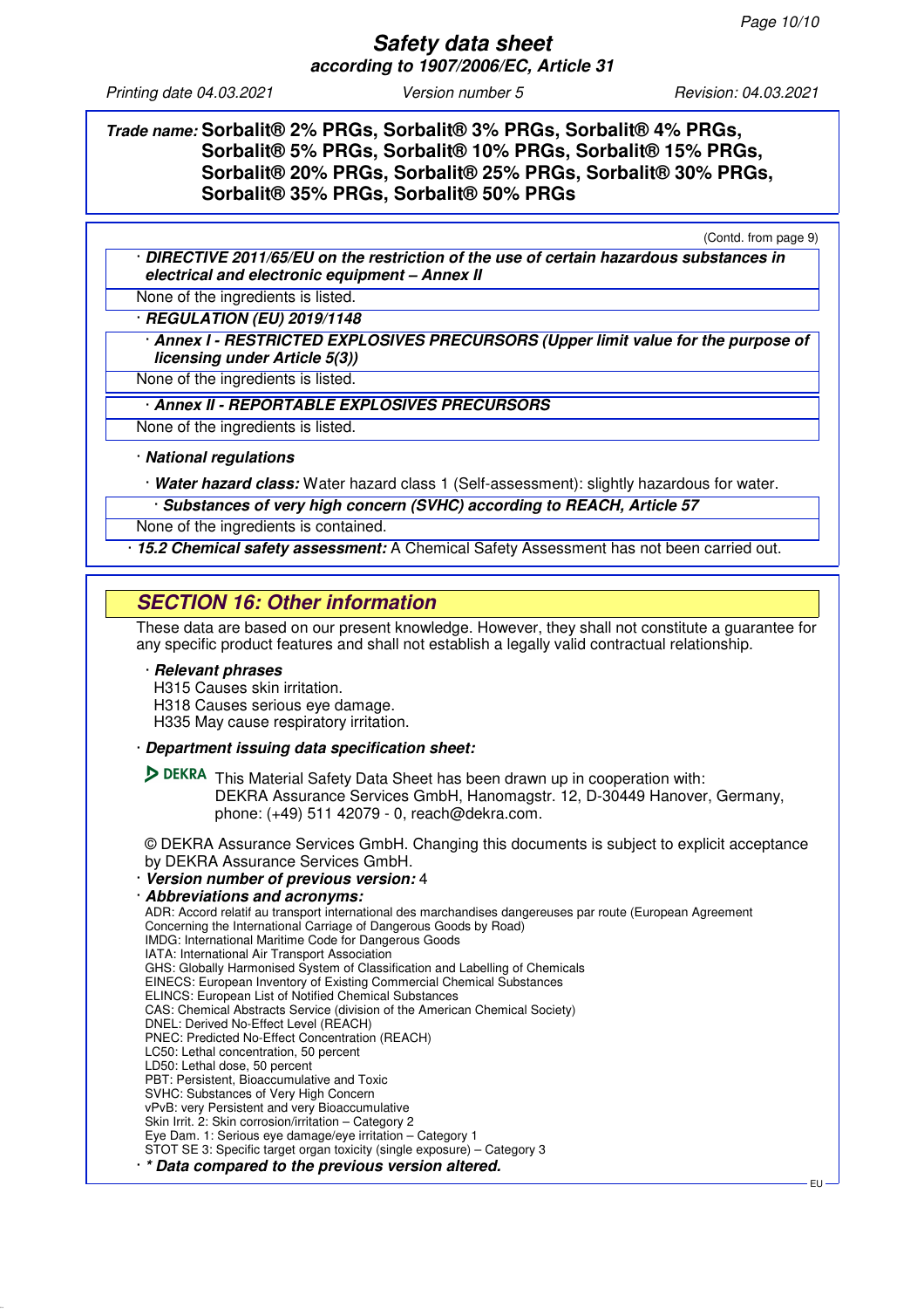**Trade name: Sorbalit® 2% PRGs, Sorbalit® 3% PRGs, Sorbalit® 4% PRGs, Sorbalit® 5% PRGs, Sorbalit® 10% PRGs, Sorbalit® 15% PRGs, Sorbalit® 20% PRGs, Sorbalit® 25% PRGs, Sorbalit® 30% PRGs, Sorbalit® 35% PRGs, Sorbalit® 50% PRGs**

(Contd. from page 9)

· ***DIRECTIVE 2011/65/EU on the restriction of the use of certain hazardous substances in electrical and electronic equipment – Annex II***

None of the ingredients is listed.

· ***REGULATION (EU) 2019/1148***

· ***Annex I - RESTRICTED EXPLOSIVES PRECURSORS (Upper limit value for the purpose of licensing under Article 5(3))***

None of the ingredients is listed.

· ***Annex II - REPORTABLE EXPLOSIVES PRECURSORS***

None of the ingredients is listed.

· ***National regulations***

· ***Water hazard class:*** Water hazard class 1 (Self-assessment): slightly hazardous for water.

· ***Substances of very high concern (SVHC) according to REACH, Article 57***

None of the ingredients is contained.

· ***15.2 Chemical safety assessment:*** A Chemical Safety Assessment has not been carried out.

## SECTION 16: Other information

These data are based on our present knowledge. However, they shall not constitute a guarantee for any specific product features and shall not establish a legally valid contractual relationship.

· ***Relevant phrases***

H315 Causes skin irritation.
H318 Causes serious eye damage.
H335 May cause respiratory irritation.

· ***Department issuing data specification sheet:***

DEKRA This Material Safety Data Sheet has been drawn up in cooperation with:
DEKRA Assurance Services GmbH, Hanomagstr. 12, D-30449 Hanover, Germany, phone: (+49) 511 42079 - 0, reach@dekra.com.

© DEKRA Assurance Services GmbH. Changing this documents is subject to explicit acceptance by DEKRA Assurance Services GmbH.

· ***Version number of previous version:*** 4

· ***Abbreviations and acronyms:***

ADR: Accord relatif au transport international des marchandises dangereuses par route (European Agreement Concerning the International Carriage of Dangerous Goods by Road)
IMDG: International Maritime Code for Dangerous Goods
IATA: International Air Transport Association
GHS: Globally Harmonised System of Classification and Labelling of Chemicals
EINECS: European Inventory of Existing Commercial Chemical Substances
ELINCS: European List of Notified Chemical Substances
CAS: Chemical Abstracts Service (division of the American Chemical Society)
DNEL: Derived No-Effect Level (REACH)
PNEC: Predicted No-Effect Concentration (REACH)
LC50: Lethal concentration, 50 percent
LD50: Lethal dose, 50 percent
PBT: Persistent, Bioaccumulative and Toxic
SVHC: Substances of Very High Concern
vPvB: very Persistent and very Bioaccumulative
Skin Irrit. 2: Skin corrosion/irritation – Category 2
Eye Dam. 1: Serious eye damage/eye irritation – Category 1
STOT SE 3: Specific target organ toxicity (single exposure) – Category 3

· ***\* Data compared to the previous version altered.***